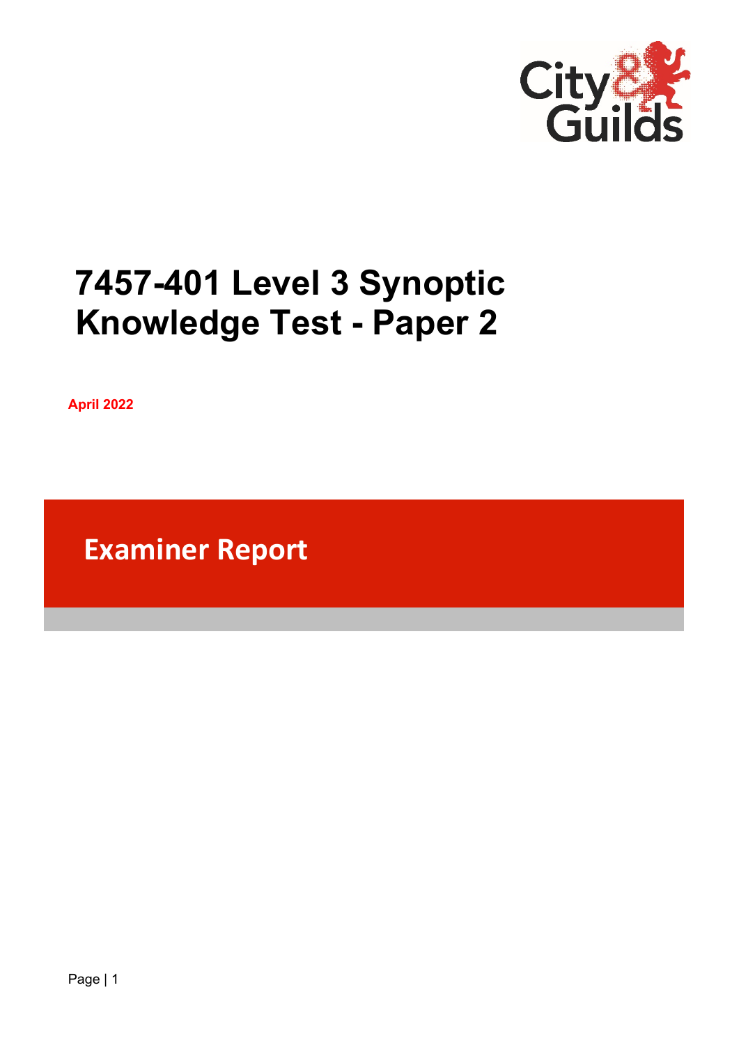# 7457-401 Level 3 Synoptic Knowledge Test - Paper 2

**April 2022**

## Examiner Report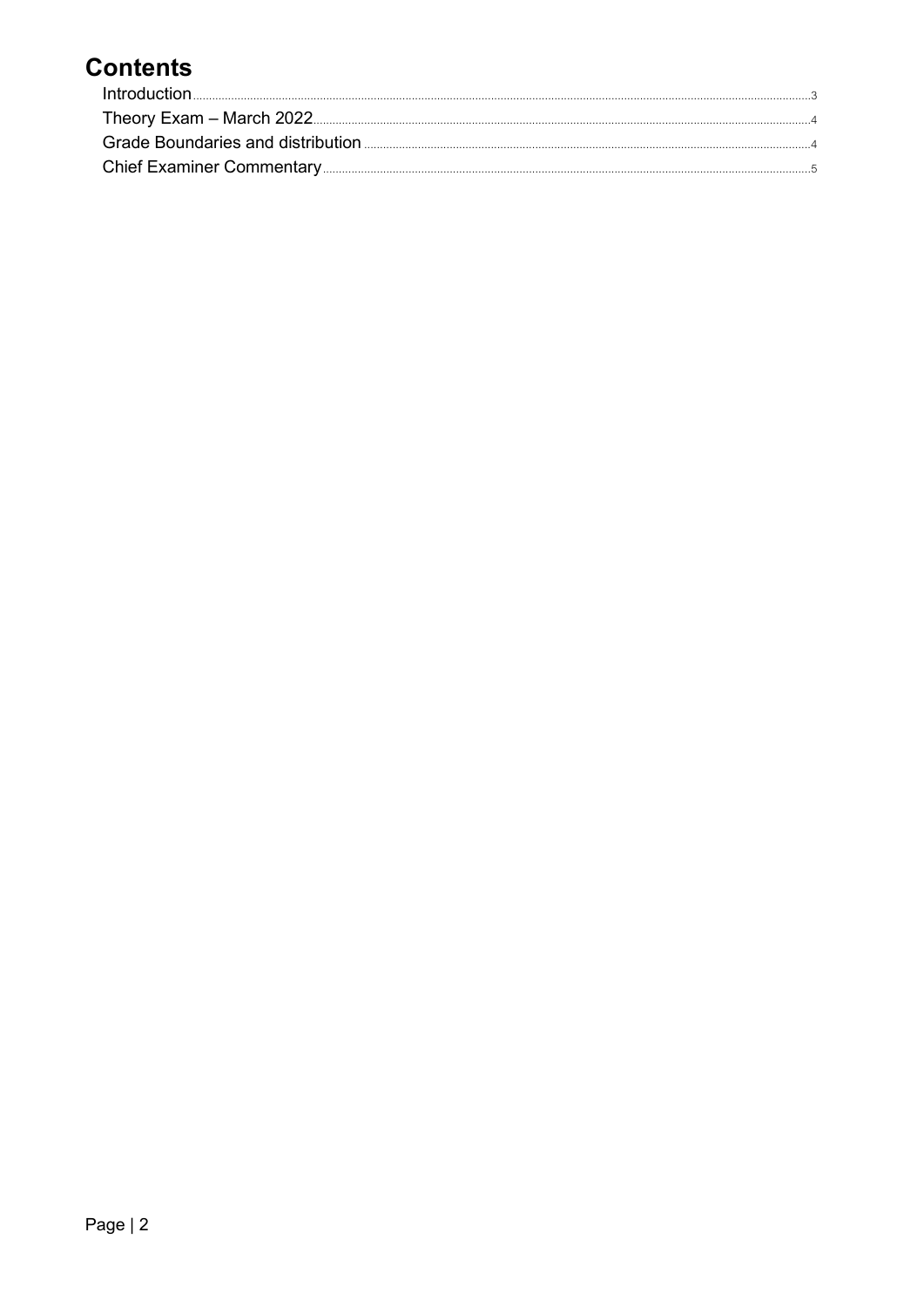# Contents

Introduction........................................................................................................3
Theory Exam – March 2022............................................................................4
Grade Boundaries and distribution..................................................................4
Chief Examiner Commentary...........................................................................5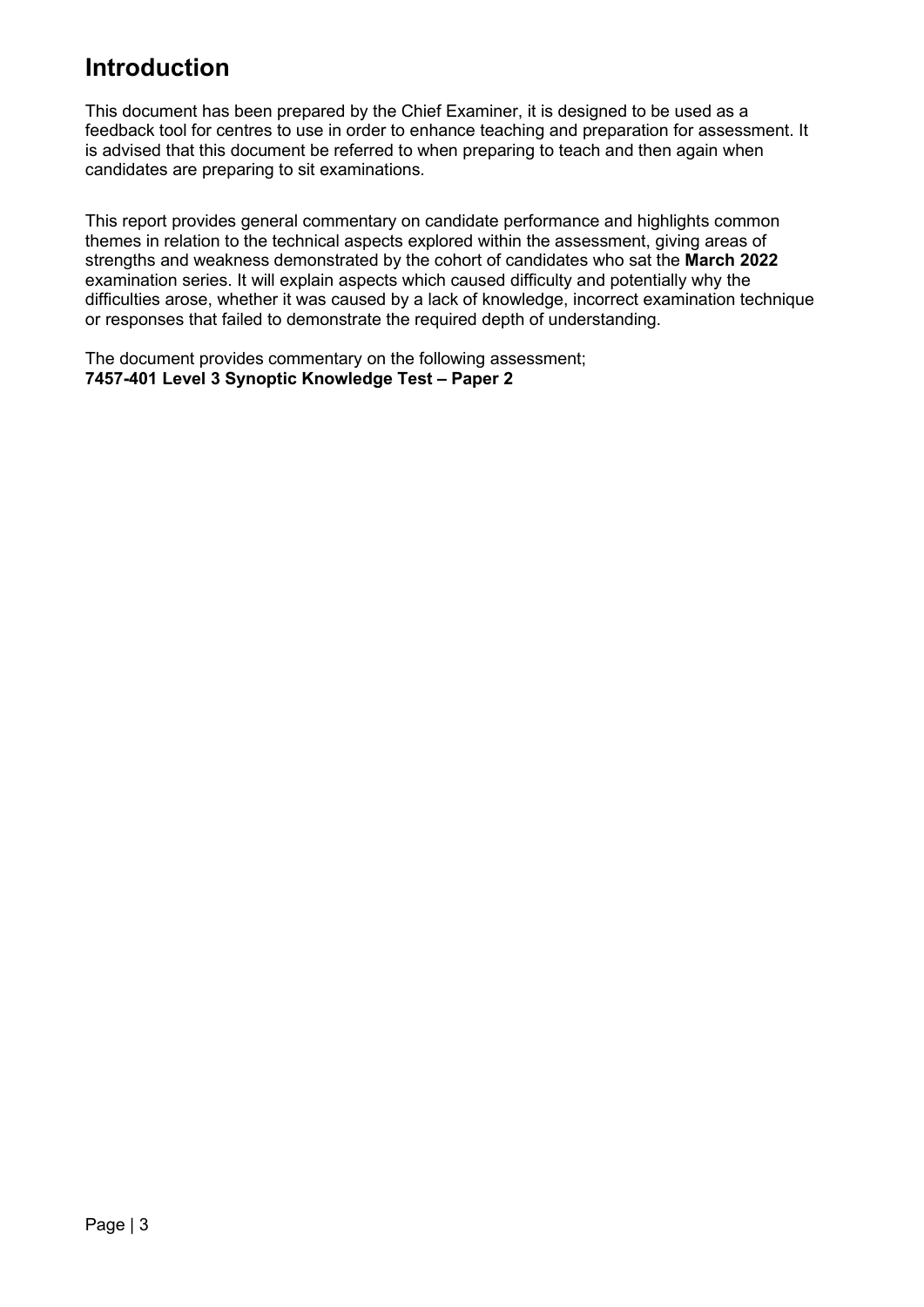# Introduction

This document has been prepared by the Chief Examiner, it is designed to be used as a feedback tool for centres to use in order to enhance teaching and preparation for assessment. It is advised that this document be referred to when preparing to teach and then again when candidates are preparing to sit examinations.

This report provides general commentary on candidate performance and highlights common themes in relation to the technical aspects explored within the assessment, giving areas of strengths and weakness demonstrated by the cohort of candidates who sat the **March 2022** examination series. It will explain aspects which caused difficulty and potentially why the difficulties arose, whether it was caused by a lack of knowledge, incorrect examination technique or responses that failed to demonstrate the required depth of understanding.

The document provides commentary on the following assessment;
**7457-401 Level 3 Synoptic Knowledge Test – Paper 2**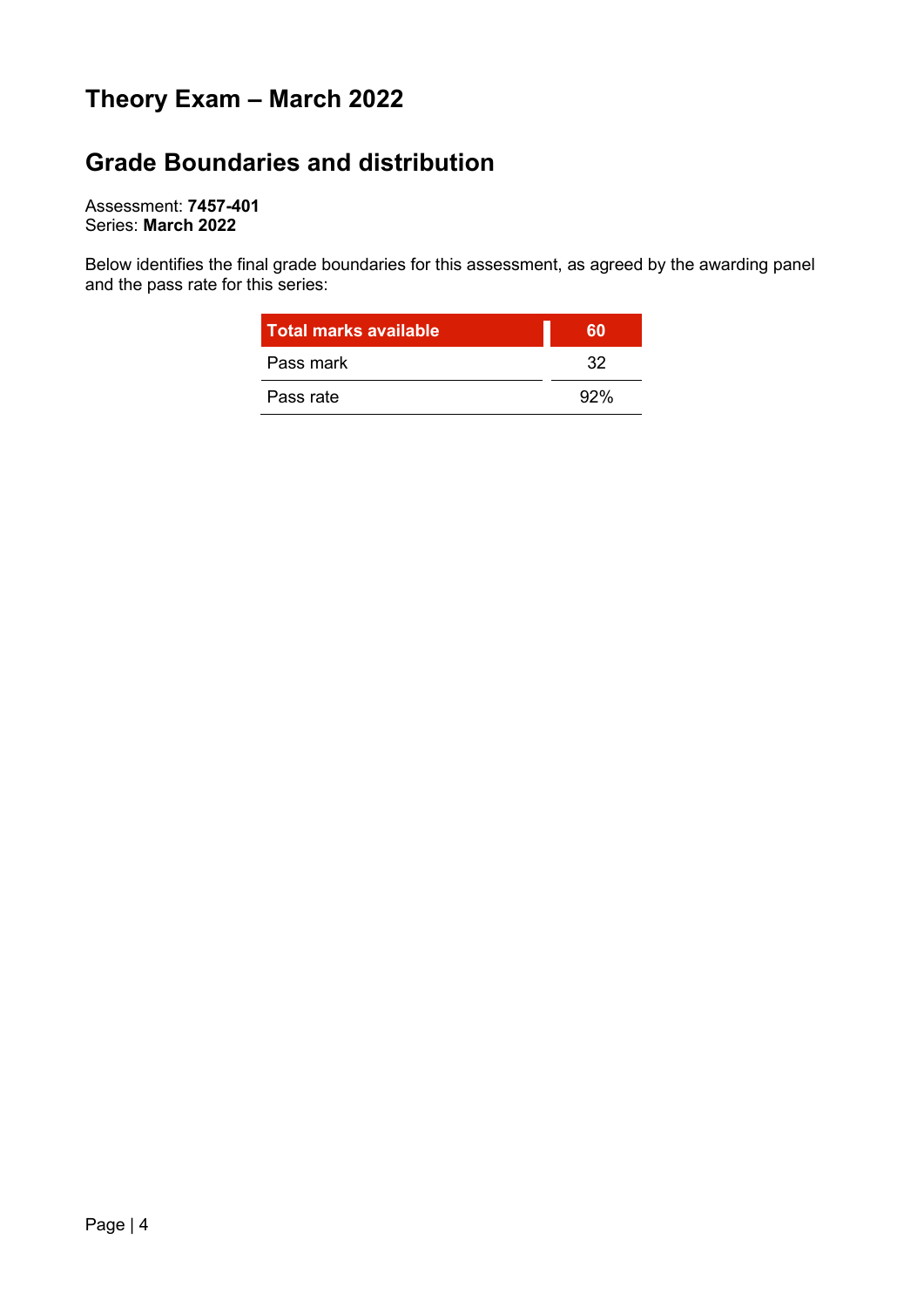# Theory Exam – March 2022

## Grade Boundaries and distribution

Assessment: **7457-401**
Series: **March 2022**

Below identifies the final grade boundaries for this assessment, as agreed by the awarding panel and the pass rate for this series:

| Total marks available | 60 |
|---|---|
| Pass mark | 32 |
| Pass rate | 92% |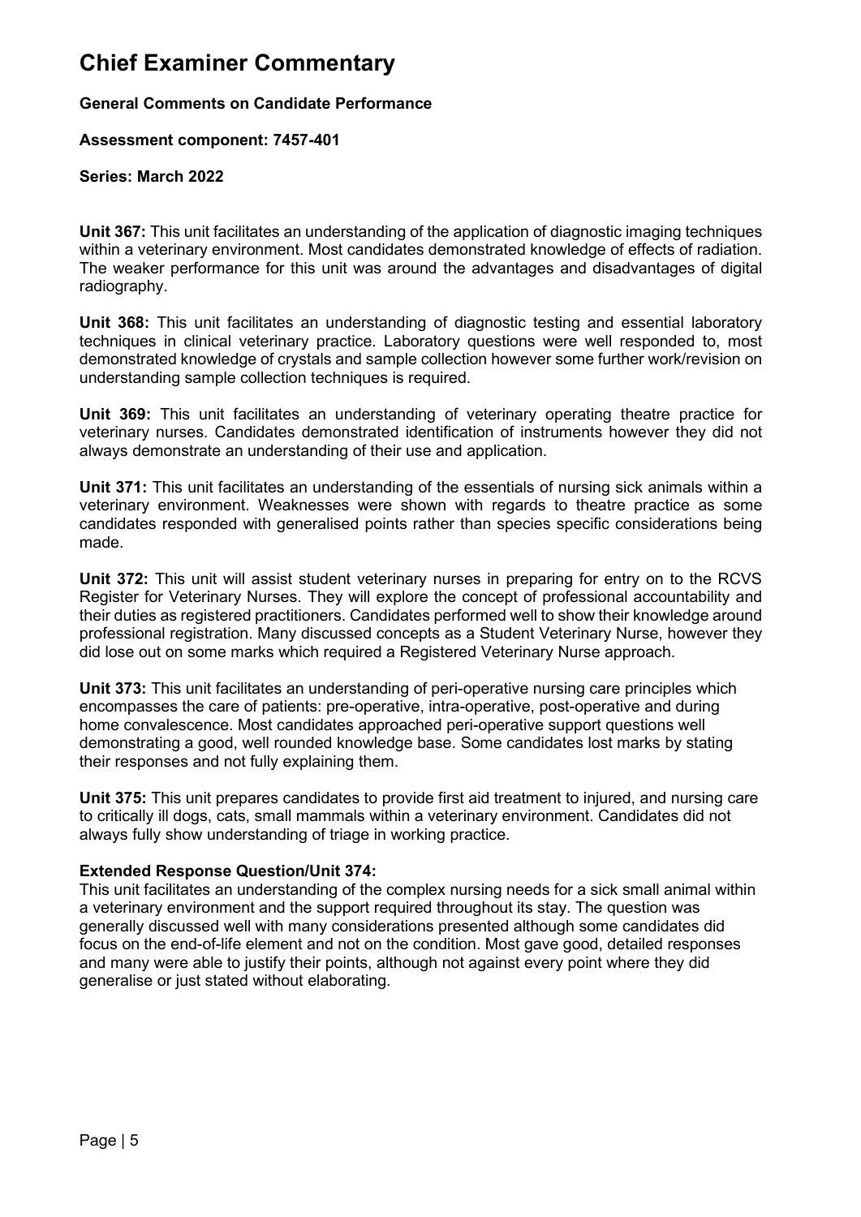# Chief Examiner Commentary

**General Comments on Candidate Performance**

**Assessment component: 7457-401**

**Series: March 2022**

**Unit 367:** This unit facilitates an understanding of the application of diagnostic imaging techniques within a veterinary environment. Most candidates demonstrated knowledge of effects of radiation. The weaker performance for this unit was around the advantages and disadvantages of digital radiography.

**Unit 368:** This unit facilitates an understanding of diagnostic testing and essential laboratory techniques in clinical veterinary practice. Laboratory questions were well responded to, most demonstrated knowledge of crystals and sample collection however some further work/revision on understanding sample collection techniques is required.

**Unit 369:** This unit facilitates an understanding of veterinary operating theatre practice for veterinary nurses. Candidates demonstrated identification of instruments however they did not always demonstrate an understanding of their use and application.

**Unit 371:** This unit facilitates an understanding of the essentials of nursing sick animals within a veterinary environment. Weaknesses were shown with regards to theatre practice as some candidates responded with generalised points rather than species specific considerations being made.

**Unit 372:** This unit will assist student veterinary nurses in preparing for entry on to the RCVS Register for Veterinary Nurses. They will explore the concept of professional accountability and their duties as registered practitioners. Candidates performed well to show their knowledge around professional registration. Many discussed concepts as a Student Veterinary Nurse, however they did lose out on some marks which required a Registered Veterinary Nurse approach.

**Unit 373:** This unit facilitates an understanding of peri-operative nursing care principles which encompasses the care of patients: pre-operative, intra-operative, post-operative and during home convalescence. Most candidates approached peri-operative support questions well demonstrating a good, well rounded knowledge base. Some candidates lost marks by stating their responses and not fully explaining them.

**Unit 375:** This unit prepares candidates to provide first aid treatment to injured, and nursing care to critically ill dogs, cats, small mammals within a veterinary environment. Candidates did not always fully show understanding of triage in working practice.

**Extended Response Question/Unit 374:**

This unit facilitates an understanding of the complex nursing needs for a sick small animal within a veterinary environment and the support required throughout its stay. The question was generally discussed well with many considerations presented although some candidates did focus on the end-of-life element and not on the condition. Most gave good, detailed responses and many were able to justify their points, although not against every point where they did generalise or just stated without elaborating.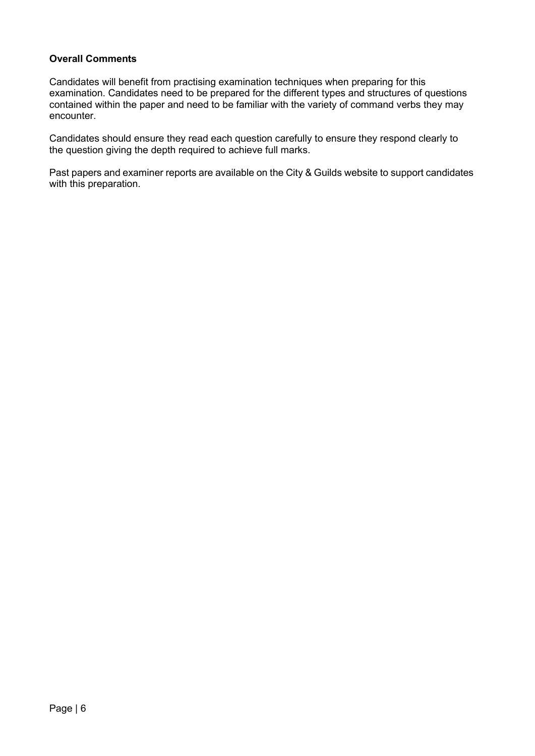**Overall Comments**

Candidates will benefit from practising examination techniques when preparing for this examination. Candidates need to be prepared for the different types and structures of questions contained within the paper and need to be familiar with the variety of command verbs they may encounter.

Candidates should ensure they read each question carefully to ensure they respond clearly to the question giving the depth required to achieve full marks.

Past papers and examiner reports are available on the City & Guilds website to support candidates with this preparation.